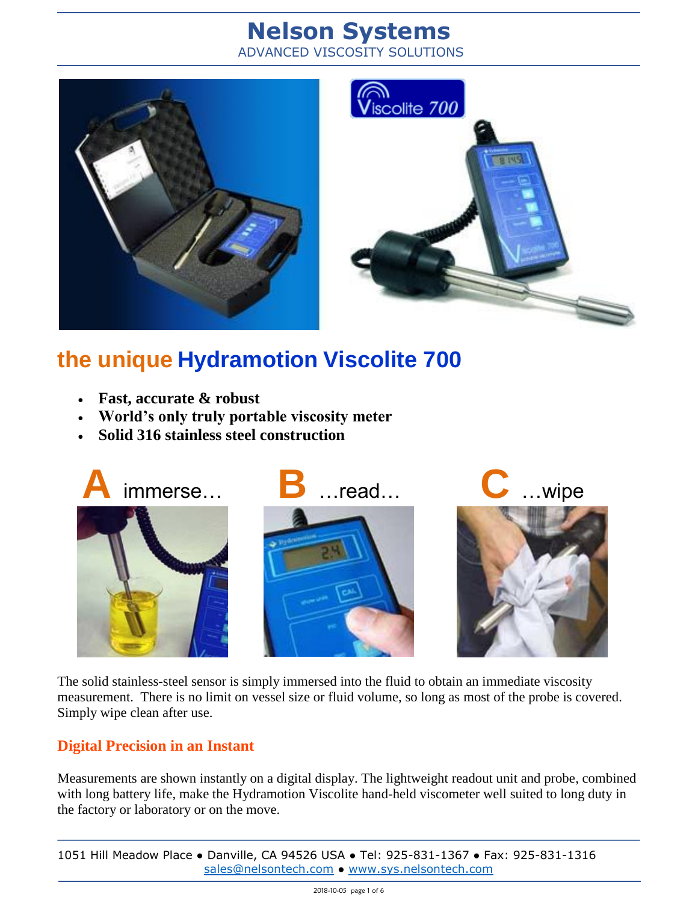# Nelson Systems

ADVANCED VISCOSITY SOLUTIONS

## the unique Hydramotion Viscolite 700

- **Fast, accurate & robust**
- **World's only truly portable viscosity meter**
- **Solid 316 stainless steel construction**

**A** immerse… **B** …read… **C** …wipe

The solid stainless-steel sensor is simply immersed into the fluid to obtain an immediate viscosity measurement. There is no limit on vessel size or fluid volume, so long as most of the probe is covered. Simply wipe clean after use.

### Digital Precision in an Instant

Measurements are shown instantly on a digital display. The lightweight readout unit and probe, combined with long battery life, make the Hydramotion Viscolite hand-held viscometer well suited to long duty in the factory or laboratory or on the move.

1051 Hill Meadow Place ● Danville, CA 94526 USA ● Tel: 925-831-1367 ● Fax: 925-831-1316
sales@nelsontech.com ● www.sys.nelsontech.com

2018-10-05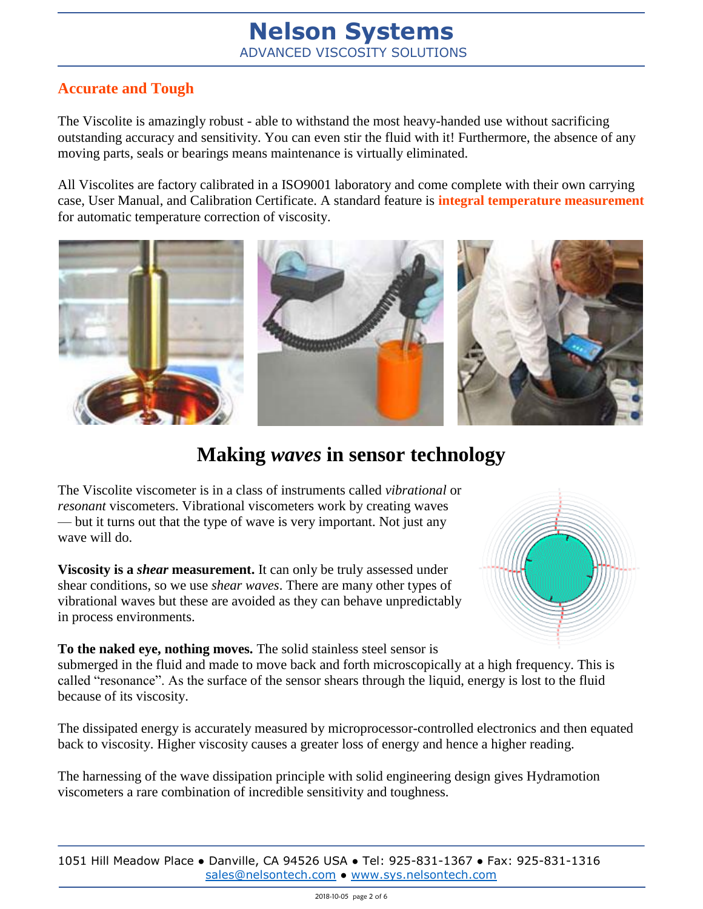## Accurate and Tough

The Viscolite is amazingly robust - able to withstand the most heavy-handed use without sacrificing outstanding accuracy and sensitivity. You can even stir the fluid with it! Furthermore, the absence of any moving parts, seals or bearings means maintenance is virtually eliminated.

All Viscolites are factory calibrated in a ISO9001 laboratory and come complete with their own carrying case, User Manual, and Calibration Certificate. A standard feature is **integral temperature measurement** for automatic temperature correction of viscosity.

# Making *waves* in sensor technology

The Viscolite viscometer is in a class of instruments called *vibrational* or *resonant* viscometers. Vibrational viscometers work by creating waves — but it turns out that the type of wave is very important. Not just any wave will do.

**Viscosity is a *shear* measurement.** It can only be truly assessed under shear conditions, so we use *shear waves*. There are many other types of vibrational waves but these are avoided as they can behave unpredictably in process environments.

**To the naked eye, nothing moves.** The solid stainless steel sensor is submerged in the fluid and made to move back and forth microscopically at a high frequency. This is called "resonance". As the surface of the sensor shears through the liquid, energy is lost to the fluid because of its viscosity.

The dissipated energy is accurately measured by microprocessor-controlled electronics and then equated back to viscosity. Higher viscosity causes a greater loss of energy and hence a higher reading.

The harnessing of the wave dissipation principle with solid engineering design gives Hydramotion viscometers a rare combination of incredible sensitivity and toughness.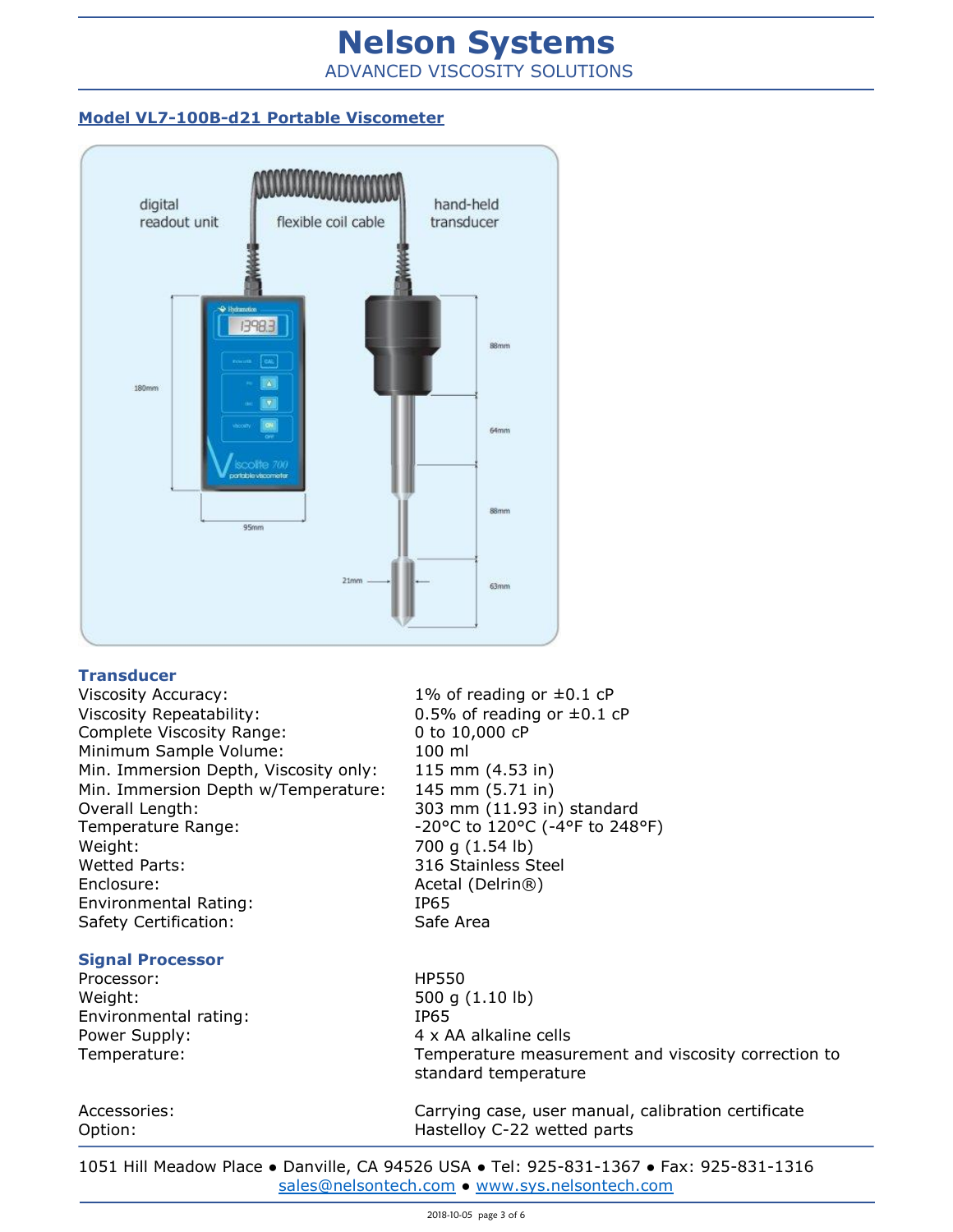# Nelson Systems

ADVANCED VISCOSITY SOLUTIONS

## Model VL7-100B-d21 Portable Viscometer

### Transducer

| | |
|---|---|
| Viscosity Accuracy: | 1% of reading or ±0.1 cP |
| Viscosity Repeatability: | 0.5% of reading or ±0.1 cP |
| Complete Viscosity Range: | 0 to 10,000 cP |
| Minimum Sample Volume: | 100 ml |
| Min. Immersion Depth, Viscosity only: | 115 mm (4.53 in) |
| Min. Immersion Depth w/Temperature: | 145 mm (5.71 in) |
| Overall Length: | 303 mm (11.93 in) standard |
| Temperature Range: | -20°C to 120°C (-4°F to 248°F) |
| Weight: | 700 g (1.54 lb) |
| Wetted Parts: | 316 Stainless Steel |
| Enclosure: | Acetal (Delrin®) |
| Environmental Rating: | IP65 |
| Safety Certification: | Safe Area |

### Signal Processor

| | |
|---|---|
| Processor: | HP550 |
| Weight: | 500 g (1.10 lb) |
| Environmental rating: | IP65 |
| Power Supply: | 4 x AA alkaline cells |
| Temperature: | Temperature measurement and viscosity correction to standard temperature |

| | |
|---|---|
| Accessories: | Carrying case, user manual, calibration certificate |
| Option: | Hastelloy C-22 wetted parts |

1051 Hill Meadow Place • Danville, CA 94526 USA • Tel: 925-831-1367 • Fax: 925-831-1316
sales@nelsontech.com • www.sys.nelsontech.com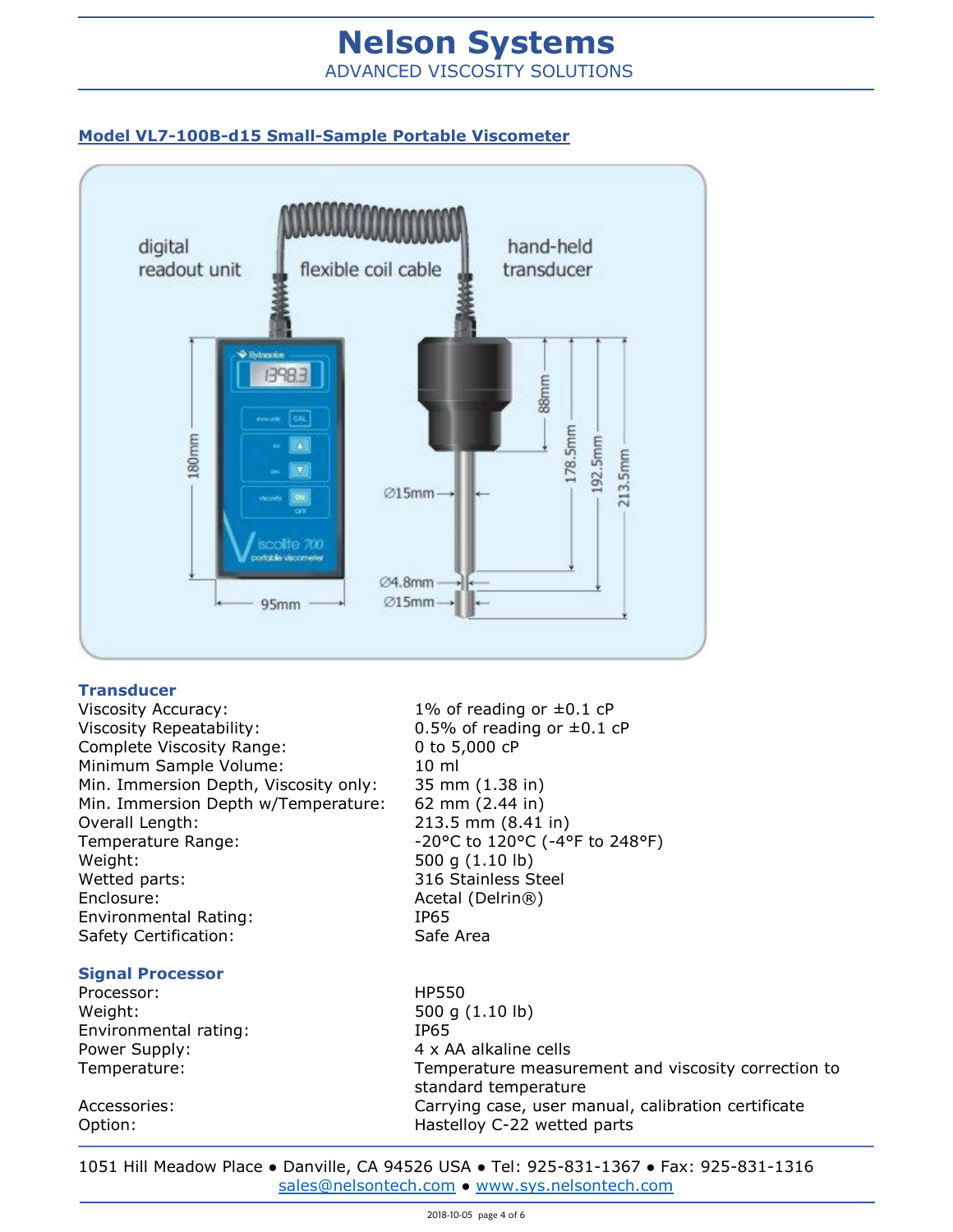# Nelson Systems

ADVANCED VISCOSITY SOLUTIONS

## Model VL7-100B-d15 Small-Sample Portable Viscometer

### Transducer

| | |
|---|---|
| Viscosity Accuracy: | 1% of reading or ±0.1 cP |
| Viscosity Repeatability: | 0.5% of reading or ±0.1 cP |
| Complete Viscosity Range: | 0 to 5,000 cP |
| Minimum Sample Volume: | 10 ml |
| Min. Immersion Depth, Viscosity only: | 35 mm (1.38 in) |
| Min. Immersion Depth w/Temperature: | 62 mm (2.44 in) |
| Overall Length: | 213.5 mm (8.41 in) |
| Temperature Range: | -20°C to 120°C (-4°F to 248°F) |
| Weight: | 500 g (1.10 lb) |
| Wetted parts: | 316 Stainless Steel |
| Enclosure: | Acetal (Delrin®) |
| Environmental Rating: | IP65 |
| Safety Certification: | Safe Area |

### Signal Processor

| | |
|---|---|
| Processor: | HP550 |
| Weight: | 500 g (1.10 lb) |
| Environmental rating: | IP65 |
| Power Supply: | 4 x AA alkaline cells |
| Temperature: | Temperature measurement and viscosity correction to standard temperature |
| Accessories: | Carrying case, user manual, calibration certificate |
| Option: | Hastelloy C-22 wetted parts |

1051 Hill Meadow Place • Danville, CA 94526 USA • Tel: 925-831-1367 • Fax: 925-831-1316
sales@nelsontech.com • www.sys.nelsontech.com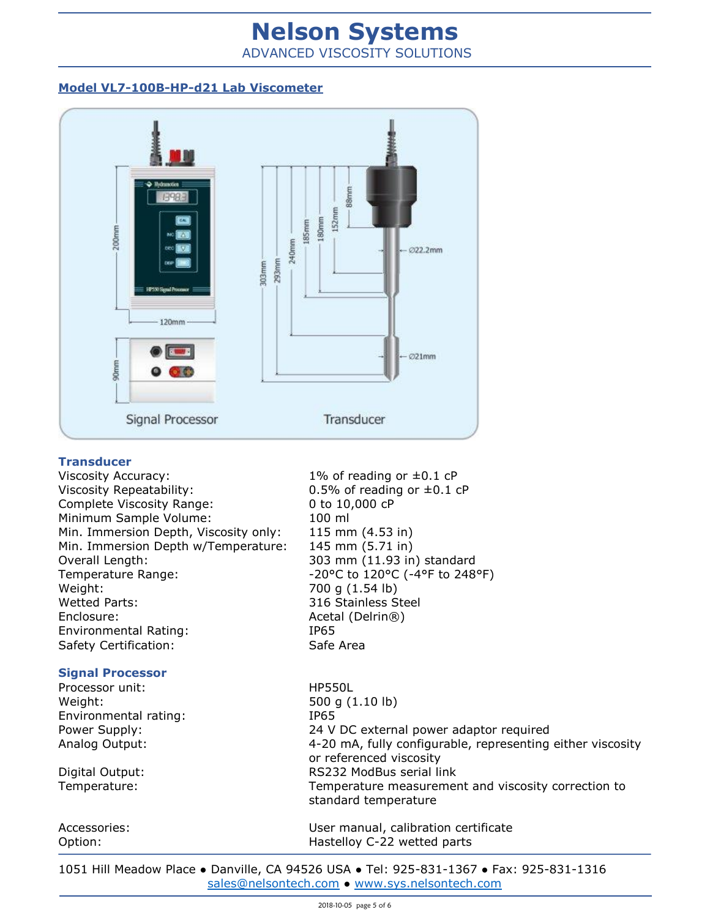# Nelson Systems

ADVANCED VISCOSITY SOLUTIONS

## Model VL7-100B-HP-d21 Lab Viscometer

### Transducer

| | |
|---|---|
| Viscosity Accuracy: | 1% of reading or ±0.1 cP |
| Viscosity Repeatability: | 0.5% of reading or ±0.1 cP |
| Complete Viscosity Range: | 0 to 10,000 cP |
| Minimum Sample Volume: | 100 ml |
| Min. Immersion Depth, Viscosity only: | 115 mm (4.53 in) |
| Min. Immersion Depth w/Temperature: | 145 mm (5.71 in) |
| Overall Length: | 303 mm (11.93 in) standard |
| Temperature Range: | -20°C to 120°C (-4°F to 248°F) |
| Weight: | 700 g (1.54 lb) |
| Wetted Parts: | 316 Stainless Steel |
| Enclosure: | Acetal (Delrin®) |
| Environmental Rating: | IP65 |
| Safety Certification: | Safe Area |

### Signal Processor

| | |
|---|---|
| Processor unit: | HP550L |
| Weight: | 500 g (1.10 lb) |
| Environmental rating: | IP65 |
| Power Supply: | 24 V DC external power adaptor required |
| Analog Output: | 4-20 mA, fully configurable, representing either viscosity or referenced viscosity |
| Digital Output: | RS232 ModBus serial link |
| Temperature: | Temperature measurement and viscosity correction to standard temperature |
| Accessories: | User manual, calibration certificate |
| Option: | Hastelloy C-22 wetted parts |

1051 Hill Meadow Place • Danville, CA 94526 USA • Tel: 925-831-1367 • Fax: 925-831-1316
sales@nelsontech.com • www.sys.nelsontech.com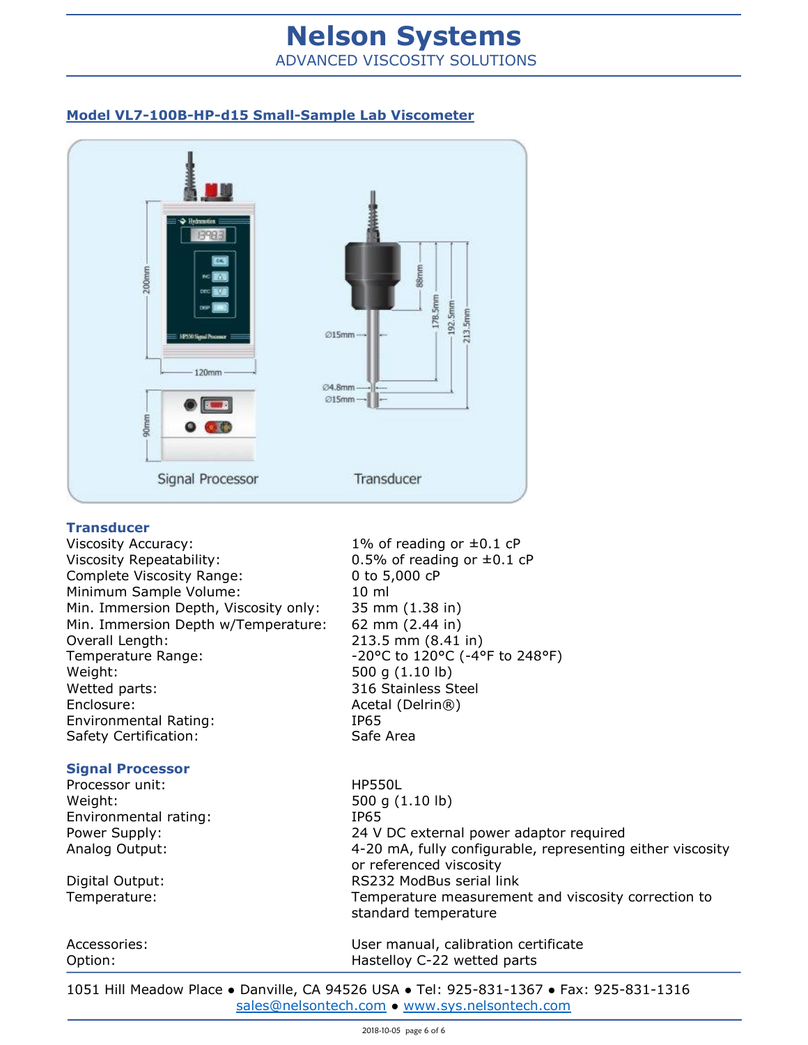# Nelson Systems

ADVANCED VISCOSITY SOLUTIONS

## Model VL7-100B-HP-d15 Small-Sample Lab Viscometer

200mm

120mm

90mm

Signal Processor

88mm

178.5mm

192.5mm

213.5mm

Ø15mm

Ø4.8mm

Ø15mm

Transducer

### Transducer

| | |
|---|---|
| Viscosity Accuracy: | 1% of reading or ±0.1 cP |
| Viscosity Repeatability: | 0.5% of reading or ±0.1 cP |
| Complete Viscosity Range: | 0 to 5,000 cP |
| Minimum Sample Volume: | 10 ml |
| Min. Immersion Depth, Viscosity only: | 35 mm (1.38 in) |
| Min. Immersion Depth w/Temperature: | 62 mm (2.44 in) |
| Overall Length: | 213.5 mm (8.41 in) |
| Temperature Range: | -20°C to 120°C (-4°F to 248°F) |
| Weight: | 500 g (1.10 lb) |
| Wetted parts: | 316 Stainless Steel |
| Enclosure: | Acetal (Delrin®) |
| Environmental Rating: | IP65 |
| Safety Certification: | Safe Area |

### Signal Processor

| | |
|---|---|
| Processor unit: | HP550L |
| Weight: | 500 g (1.10 lb) |
| Environmental rating: | IP65 |
| Power Supply: | 24 V DC external power adaptor required |
| Analog Output: | 4-20 mA, fully configurable, representing either viscosity or referenced viscosity |
| Digital Output: | RS232 ModBus serial link |
| Temperature: | Temperature measurement and viscosity correction to standard temperature |
| Accessories: | User manual, calibration certificate |
| Option: | Hastelloy C-22 wetted parts |

1051 Hill Meadow Place • Danville, CA 94526 USA • Tel: 925-831-1367 • Fax: 925-831-1316
sales@nelsontech.com • www.sys.nelsontech.com

2018-10-05